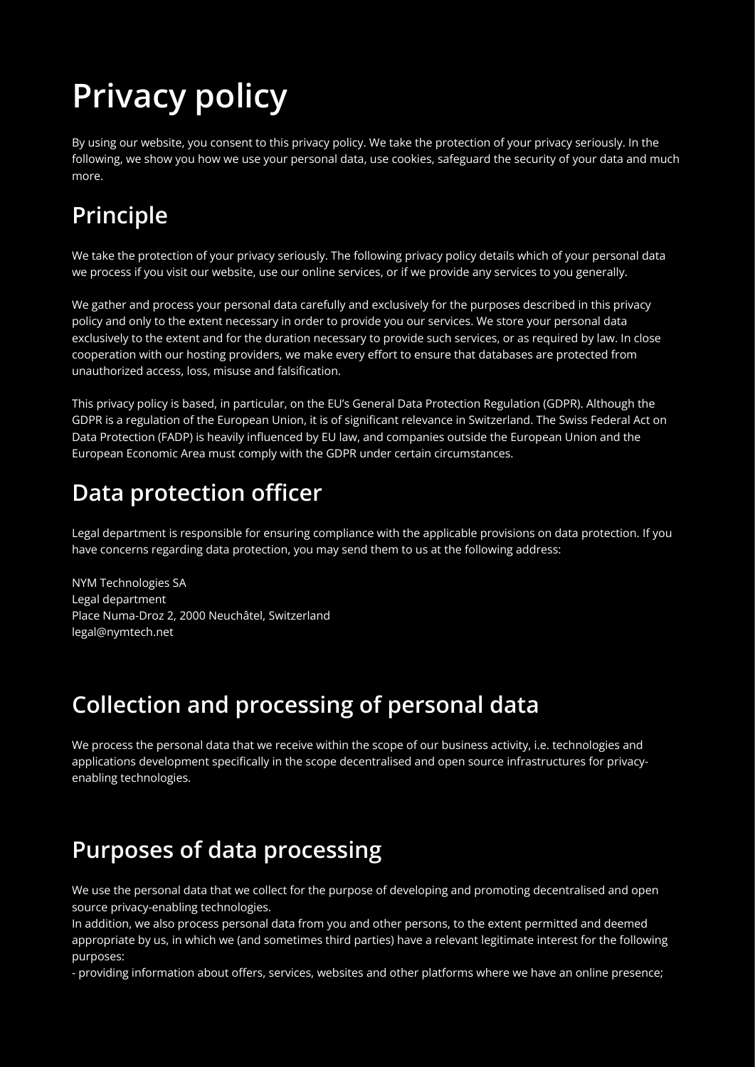# Privacy policy

By using our website, you consent to this privacy policy. We take the protection of your privacy seriously. In the following, we show you how we use your personal data, use cookies, safeguard the security of your data and much more.

## Principle

We take the protection of your privacy seriously. The following privacy policy details which of your personal data we process if you visit our website, use our online services, or if we provide any services to you generally.

We gather and process your personal data carefully and exclusively for the purposes described in this privacy policy and only to the extent necessary in order to provide you our services. We store your personal data exclusively to the extent and for the duration necessary to provide such services, or as required by law. In close cooperation with our hosting providers, we make every effort to ensure that databases are protected from unauthorized access, loss, misuse and falsification.

This privacy policy is based, in particular, on the EU's General Data Protection Regulation (GDPR). Although the GDPR is a regulation of the European Union, it is of significant relevance in Switzerland. The Swiss Federal Act on Data Protection (FADP) is heavily influenced by EU law, and companies outside the European Union and the European Economic Area must comply with the GDPR under certain circumstances.

## Data protection officer

Legal department is responsible for ensuring compliance with the applicable provisions on data protection. If you have concerns regarding data protection, you may send them to us at the following address:

NYM Technologies SA
Legal department
Place Numa-Droz 2, 2000 Neuchâtel, Switzerland
legal@nymtech.net

## Collection and processing of personal data

We process the personal data that we receive within the scope of our business activity, i.e. technologies and applications development specifically in the scope decentralised and open source infrastructures for privacy-enabling technologies.

## Purposes of data processing

We use the personal data that we collect for the purpose of developing and promoting decentralised and open source privacy-enabling technologies.
In addition, we also process personal data from you and other persons, to the extent permitted and deemed appropriate by us, in which we (and sometimes third parties) have a relevant legitimate interest for the following purposes:
- providing information about offers, services, websites and other platforms where we have an online presence;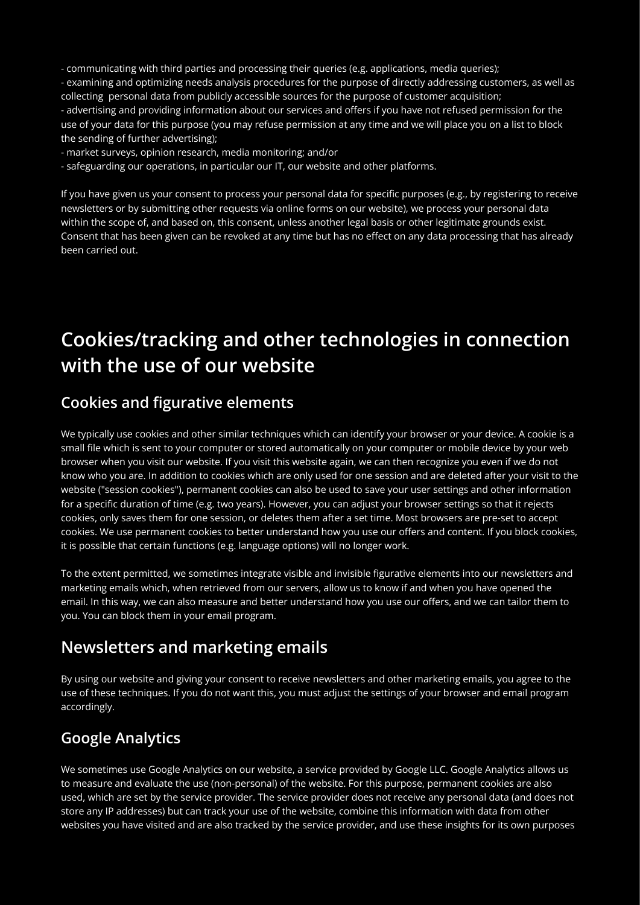- communicating with third parties and processing their queries (e.g. applications, media queries);
- examining and optimizing needs analysis procedures for the purpose of directly addressing customers, as well as collecting personal data from publicly accessible sources for the purpose of customer acquisition;
- advertising and providing information about our services and offers if you have not refused permission for the use of your data for this purpose (you may refuse permission at any time and we will place you on a list to block the sending of further advertising);
- market surveys, opinion research, media monitoring; and/or
- safeguarding our operations, in particular our IT, our website and other platforms.

If you have given us your consent to process your personal data for specific purposes (e.g., by registering to receive newsletters or by submitting other requests via online forms on our website), we process your personal data within the scope of, and based on, this consent, unless another legal basis or other legitimate grounds exist. Consent that has been given can be revoked at any time but has no effect on any data processing that has already been carried out.

# Cookies/tracking and other technologies in connection with the use of our website

## Cookies and figurative elements

We typically use cookies and other similar techniques which can identify your browser or your device. A cookie is a small file which is sent to your computer or stored automatically on your computer or mobile device by your web browser when you visit our website. If you visit this website again, we can then recognize you even if we do not know who you are. In addition to cookies which are only used for one session and are deleted after your visit to the website ("session cookies"), permanent cookies can also be used to save your user settings and other information for a specific duration of time (e.g. two years). However, you can adjust your browser settings so that it rejects cookies, only saves them for one session, or deletes them after a set time. Most browsers are pre-set to accept cookies. We use permanent cookies to better understand how you use our offers and content. If you block cookies, it is possible that certain functions (e.g. language options) will no longer work.

To the extent permitted, we sometimes integrate visible and invisible figurative elements into our newsletters and marketing emails which, when retrieved from our servers, allow us to know if and when you have opened the email. In this way, we can also measure and better understand how you use our offers, and we can tailor them to you. You can block them in your email program.

## Newsletters and marketing emails

By using our website and giving your consent to receive newsletters and other marketing emails, you agree to the use of these techniques. If you do not want this, you must adjust the settings of your browser and email program accordingly.

## Google Analytics

We sometimes use Google Analytics on our website, a service provided by Google LLC. Google Analytics allows us to measure and evaluate the use (non-personal) of the website. For this purpose, permanent cookies are also used, which are set by the service provider. The service provider does not receive any personal data (and does not store any IP addresses) but can track your use of the website, combine this information with data from other websites you have visited and are also tracked by the service provider, and use these insights for its own purposes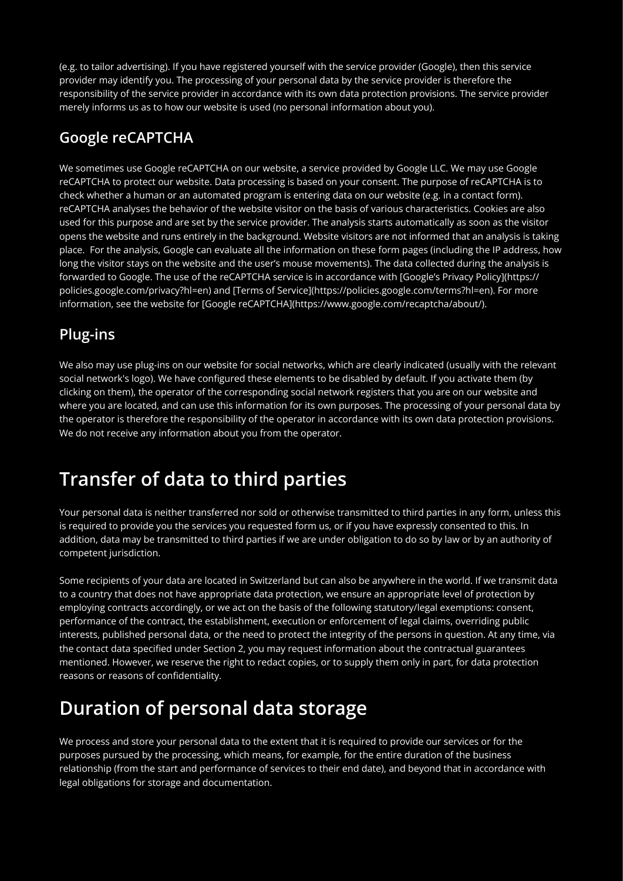(e.g. to tailor advertising). If you have registered yourself with the service provider (Google), then this service provider may identify you. The processing of your personal data by the service provider is therefore the responsibility of the service provider in accordance with its own data protection provisions. The service provider merely informs us as to how our website is used (no personal information about you).

## Google reCAPTCHA

We sometimes use Google reCAPTCHA on our website, a service provided by Google LLC. We may use Google reCAPTCHA to protect our website. Data processing is based on your consent. The purpose of reCAPTCHA is to check whether a human or an automated program is entering data on our website (e.g. in a contact form). reCAPTCHA analyses the behavior of the website visitor on the basis of various characteristics. Cookies are also used for this purpose and are set by the service provider. The analysis starts automatically as soon as the visitor opens the website and runs entirely in the background. Website visitors are not informed that an analysis is taking place. For the analysis, Google can evaluate all the information on these form pages (including the IP address, how long the visitor stays on the website and the user's mouse movements). The data collected during the analysis is forwarded to Google. The use of the reCAPTCHA service is in accordance with [Google's Privacy Policy](https://policies.google.com/privacy?hl=en) and [Terms of Service](https://policies.google.com/terms?hl=en). For more information, see the website for [Google reCAPTCHA](https://www.google.com/recaptcha/about/).

## Plug-ins

We also may use plug-ins on our website for social networks, which are clearly indicated (usually with the relevant social network's logo). We have configured these elements to be disabled by default. If you activate them (by clicking on them), the operator of the corresponding social network registers that you are on our website and where you are located, and can use this information for its own purposes. The processing of your personal data by the operator is therefore the responsibility of the operator in accordance with its own data protection provisions. We do not receive any information about you from the operator.

# Transfer of data to third parties

Your personal data is neither transferred nor sold or otherwise transmitted to third parties in any form, unless this is required to provide you the services you requested form us, or if you have expressly consented to this. In addition, data may be transmitted to third parties if we are under obligation to do so by law or by an authority of competent jurisdiction.

Some recipients of your data are located in Switzerland but can also be anywhere in the world. If we transmit data to a country that does not have appropriate data protection, we ensure an appropriate level of protection by employing contracts accordingly, or we act on the basis of the following statutory/legal exemptions: consent, performance of the contract, the establishment, execution or enforcement of legal claims, overriding public interests, published personal data, or the need to protect the integrity of the persons in question. At any time, via the contact data specified under Section 2, you may request information about the contractual guarantees mentioned. However, we reserve the right to redact copies, or to supply them only in part, for data protection reasons or reasons of confidentiality.

# Duration of personal data storage

We process and store your personal data to the extent that it is required to provide our services or for the purposes pursued by the processing, which means, for example, for the entire duration of the business relationship (from the start and performance of services to their end date), and beyond that in accordance with legal obligations for storage and documentation.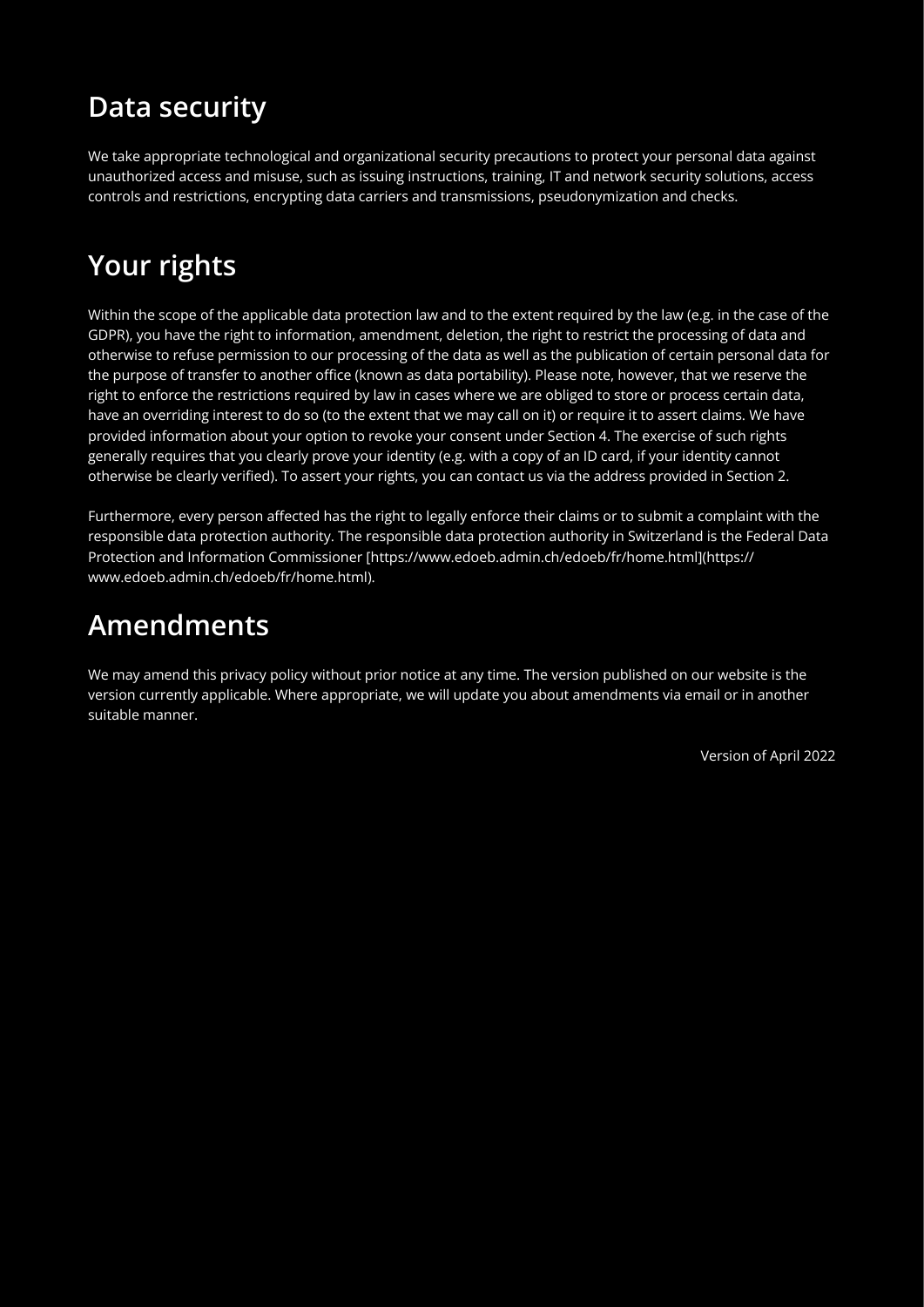## Data security

We take appropriate technological and organizational security precautions to protect your personal data against unauthorized access and misuse, such as issuing instructions, training, IT and network security solutions, access controls and restrictions, encrypting data carriers and transmissions, pseudonymization and checks.

## Your rights

Within the scope of the applicable data protection law and to the extent required by the law (e.g. in the case of the GDPR), you have the right to information, amendment, deletion, the right to restrict the processing of data and otherwise to refuse permission to our processing of the data as well as the publication of certain personal data for the purpose of transfer to another office (known as data portability). Please note, however, that we reserve the right to enforce the restrictions required by law in cases where we are obliged to store or process certain data, have an overriding interest to do so (to the extent that we may call on it) or require it to assert claims. We have provided information about your option to revoke your consent under Section 4. The exercise of such rights generally requires that you clearly prove your identity (e.g. with a copy of an ID card, if your identity cannot otherwise be clearly verified). To assert your rights, you can contact us via the address provided in Section 2.

Furthermore, every person affected has the right to legally enforce their claims or to submit a complaint with the responsible data protection authority. The responsible data protection authority in Switzerland is the Federal Data Protection and Information Commissioner [https://www.edoeb.admin.ch/edoeb/fr/home.html](https://www.edoeb.admin.ch/edoeb/fr/home.html).

## Amendments

We may amend this privacy policy without prior notice at any time. The version published on our website is the version currently applicable. Where appropriate, we will update you about amendments via email or in another suitable manner.

Version of April 2022